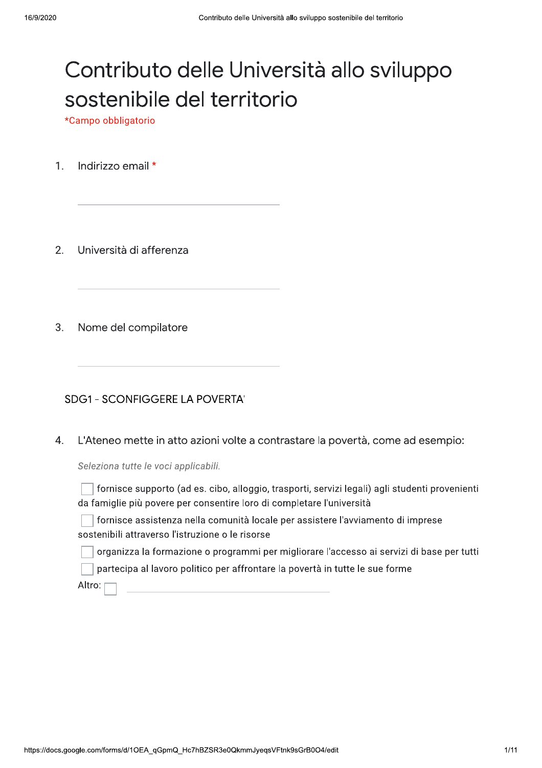# Contributo delle Università allo sviluppo sostenibile del territorio

*Campo obbligatorio

1. Indirizzo email *

2. Università di afferenza

3. Nome del compilatore

## SDG1 - SCONFIGGERE LA POVERTA'

4. L'Ateneo mette in atto azioni volte a contrastare la povertà, come ad esempio:

*Seleziona tutte le voci applicabili.*

- [ ] fornisce supporto (ad es. cibo, alloggio, trasporti, servizi legali) agli studenti provenienti da famiglie più povere per consentire loro di completare l'università
- [ ] fornisce assistenza nella comunità locale per assistere l'avviamento di imprese sostenibili attraverso l'istruzione o le risorse
- [ ] organizza la formazione o programmi per migliorare l'accesso ai servizi di base per tutti
- [ ] partecipa al lavoro politico per affrontare la povertà in tutte le sue forme
- [ ] Altro: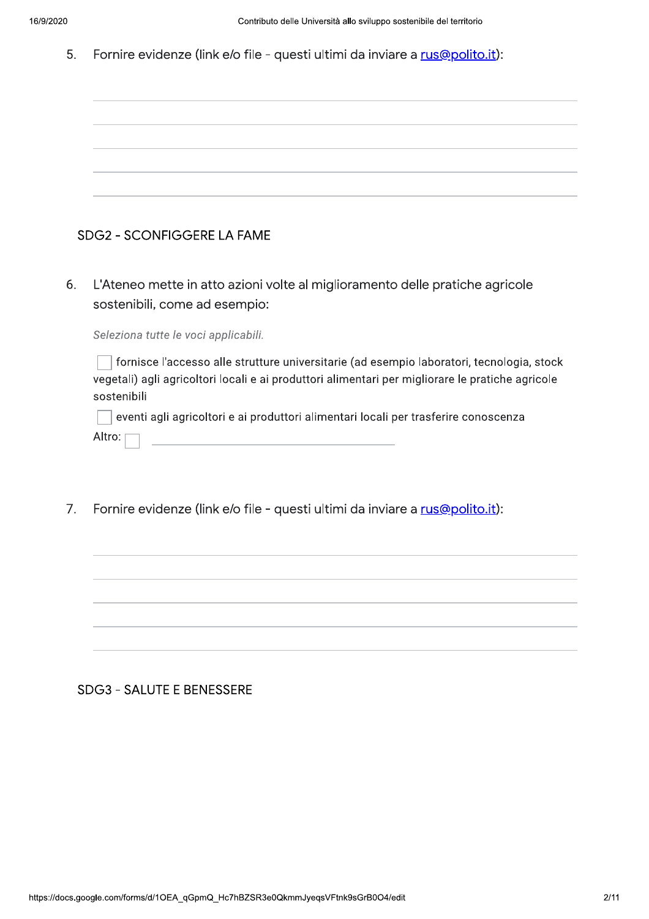5. Fornire evidenze (link e/o file - questi ultimi da inviare a [rus@polito.it](mailto:rus@polito.it)):

## SDG2 - SCONFIGGERE LA FAME

6. L'Ateneo mette in atto azioni volte al miglioramento delle pratiche agricole sostenibili, come ad esempio:

*Seleziona tutte le voci applicabili.*

- [ ] fornisce l'accesso alle strutture universitarie (ad esempio laboratori, tecnologia, stock vegetali) agli agricoltori locali e ai produttori alimentari per migliorare le pratiche agricole sostenibili
- [ ] eventi agli agricoltori e ai produttori alimentari locali per trasferire conoscenza
- [ ] Altro: ______________________

7. Fornire evidenze (link e/o file - questi ultimi da inviare a [rus@polito.it](mailto:rus@polito.it)):

## SDG3 - SALUTE E BENESSERE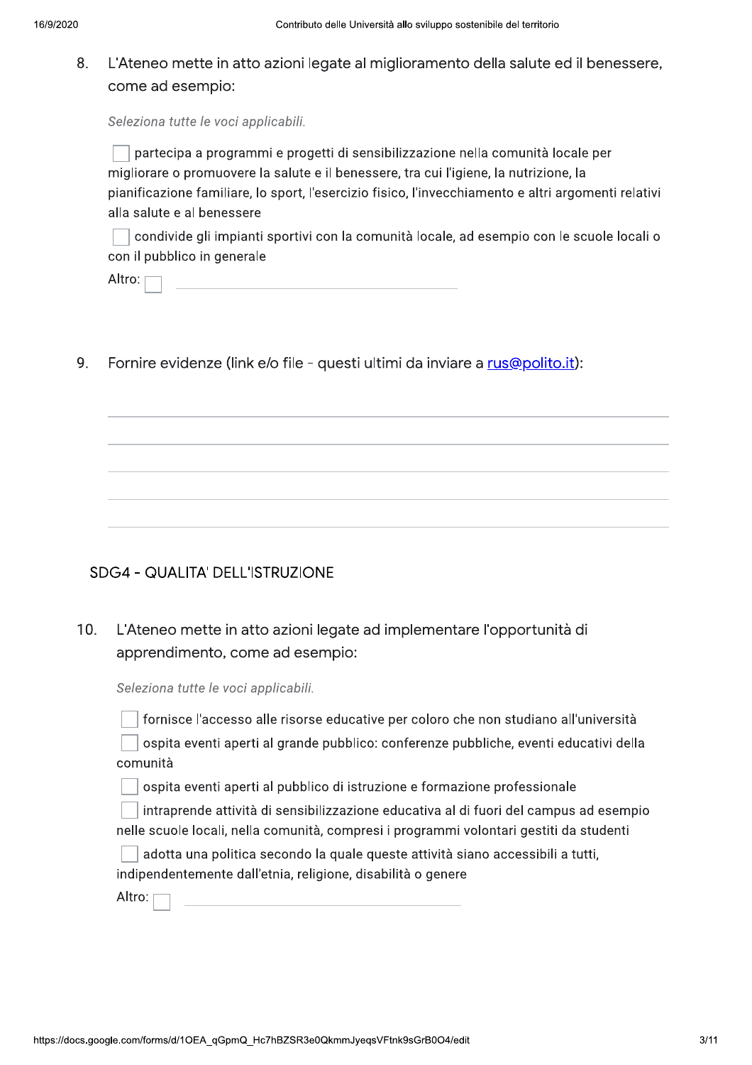8. L'Ateneo mette in atto azioni legate al miglioramento della salute ed il benessere, come ad esempio:

*Seleziona tutte le voci applicabili.*

- [ ] partecipa a programmi e progetti di sensibilizzazione nella comunità locale per migliorare o promuovere la salute e il benessere, tra cui l'igiene, la nutrizione, la pianificazione familiare, lo sport, l'esercizio fisico, l'invecchiamento e altri argomenti relativi alla salute e al benessere
- [ ] condivide gli impianti sportivi con la comunità locale, ad esempio con le scuole locali o con il pubblico in generale
- [ ] Altro: ______________________

9. Fornire evidenze (link e/o file - questi ultimi da inviare a rus@polito.it):

______________________

______________________

______________________

______________________

______________________

## SDG4 - QUALITA' DELL'ISTRUZIONE

10. L'Ateneo mette in atto azioni legate ad implementare l'opportunità di apprendimento, come ad esempio:

*Seleziona tutte le voci applicabili.*

- [ ] fornisce l'accesso alle risorse educative per coloro che non studiano all'università
- [ ] ospita eventi aperti al grande pubblico: conferenze pubbliche, eventi educativi della comunità
- [ ] ospita eventi aperti al pubblico di istruzione e formazione professionale
- [ ] intraprende attività di sensibilizzazione educativa al di fuori del campus ad esempio nelle scuole locali, nella comunità, compresi i programmi volontari gestiti da studenti
- [ ] adotta una politica secondo la quale queste attività siano accessibili a tutti, indipendentemente dall'etnia, religione, disabilità o genere
- [ ] Altro: ______________________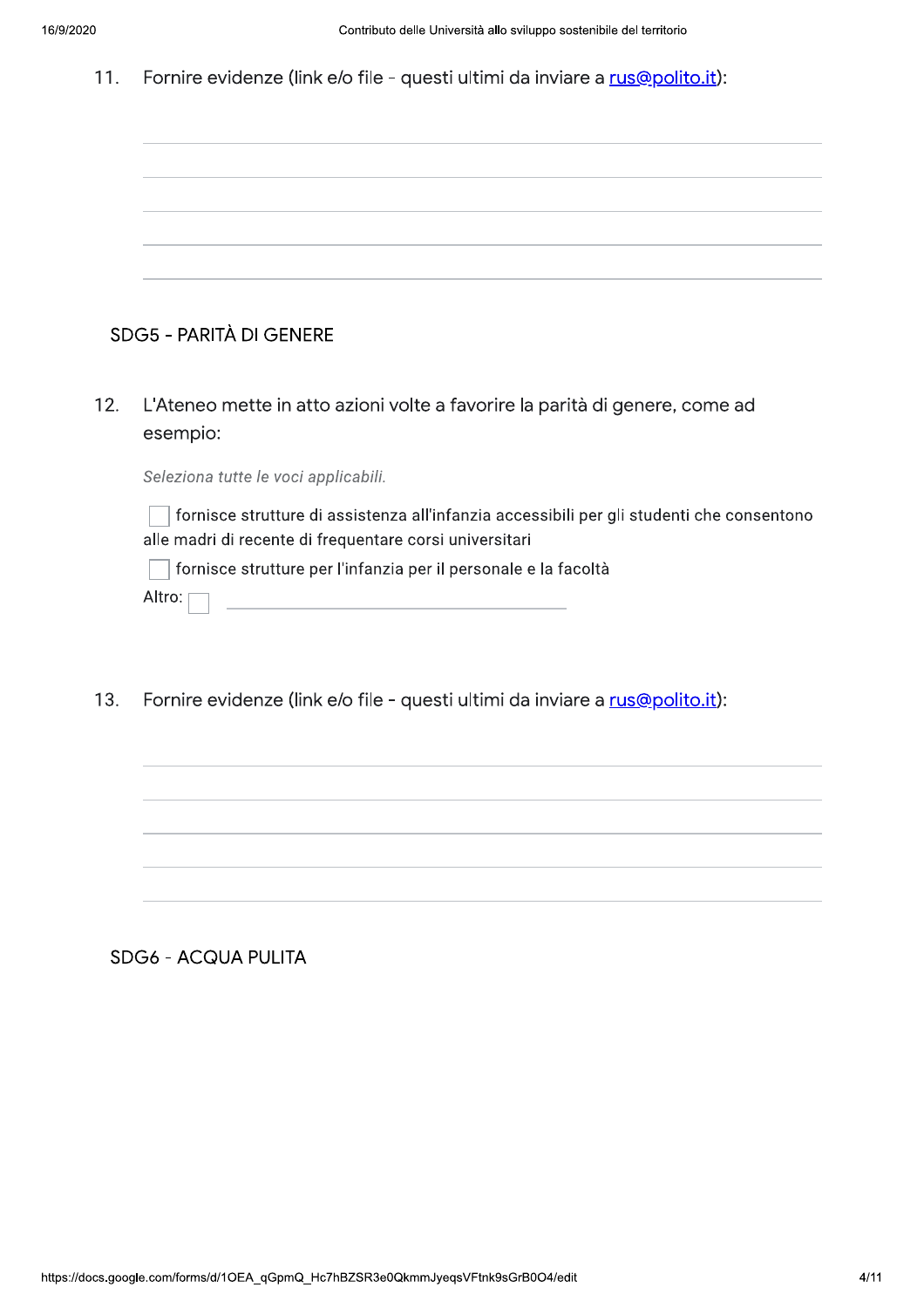11. Fornire evidenze (link e/o file - questi ultimi da inviare a [rus@polito.it](mailto:rus@polito.it)):

## SDG5 - PARITÀ DI GENERE

12. L'Ateneo mette in atto azioni volte a favorire la parità di genere, come ad esempio:

*Seleziona tutte le voci applicabili.*

- [ ] fornisce strutture di assistenza all'infanzia accessibili per gli studenti che consentono alle madri di recente di frequentare corsi universitari
- [ ] fornisce strutture per l'infanzia per il personale e la facoltà
- Altro: [ ] ______

13. Fornire evidenze (link e/o file - questi ultimi da inviare a [rus@polito.it](mailto:rus@polito.it)):

## SDG6 - ACQUA PULITA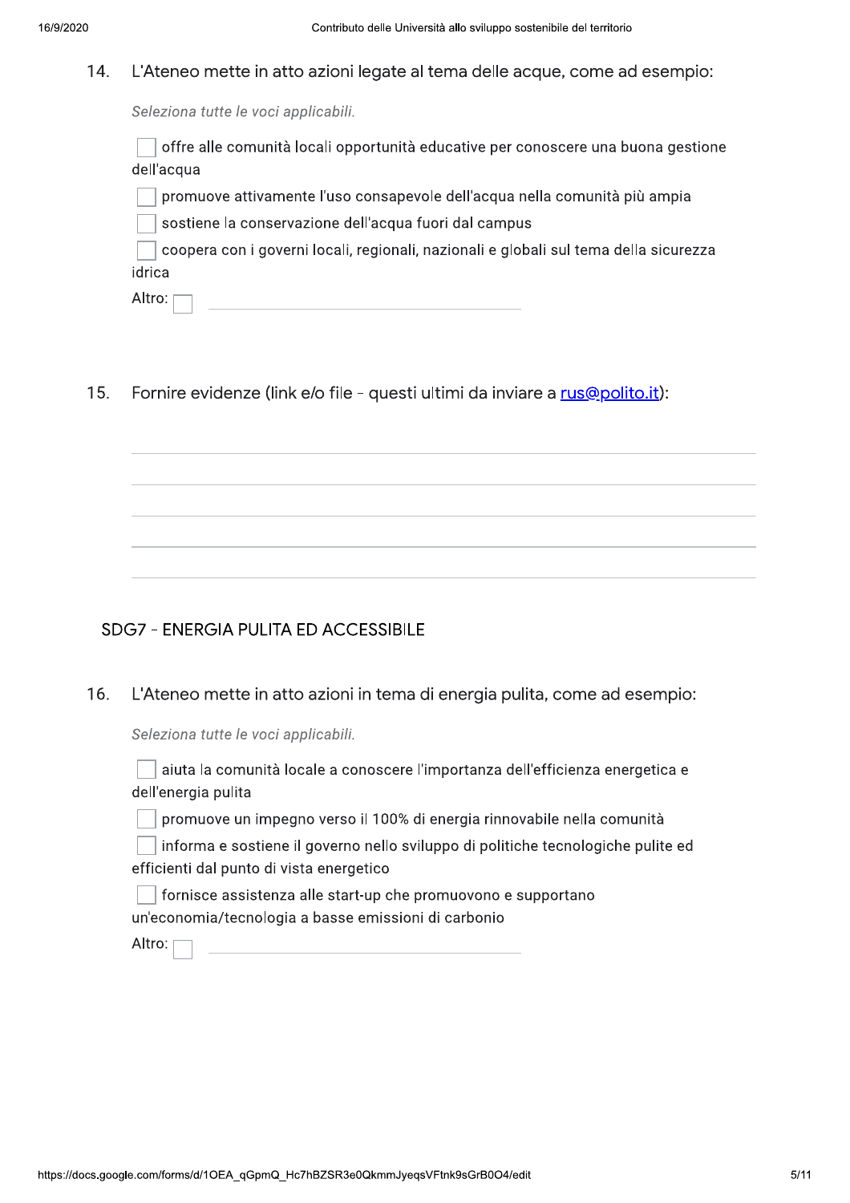14. L'Ateneo mette in atto azioni legate al tema delle acque, come ad esempio:

*Seleziona tutte le voci applicabili.*

- [ ] offre alle comunità locali opportunità educative per conoscere una buona gestione dell'acqua
- [ ] promuove attivamente l'uso consapevole dell'acqua nella comunità più ampia
- [ ] sostiene la conservazione dell'acqua fuori dal campus
- [ ] coopera con i governi locali, regionali, nazionali e globali sul tema della sicurezza idrica
- [ ] Altro: ______________________

15. Fornire evidenze (link e/o file - questi ultimi da inviare a rus@polito.it):

______________________

______________________

______________________

______________________

______________________

## SDG7 - ENERGIA PULITA ED ACCESSIBILE

16. L'Ateneo mette in atto azioni in tema di energia pulita, come ad esempio:

*Seleziona tutte le voci applicabili.*

- [ ] aiuta la comunità locale a conoscere l'importanza dell'efficienza energetica e dell'energia pulita
- [ ] promuove un impegno verso il 100% di energia rinnovabile nella comunità
- [ ] informa e sostiene il governo nello sviluppo di politiche tecnologiche pulite ed efficienti dal punto di vista energetico
- [ ] fornisce assistenza alle start-up che promuovono e supportano un'economia/tecnologia a basse emissioni di carbonio
- [ ] Altro: ______________________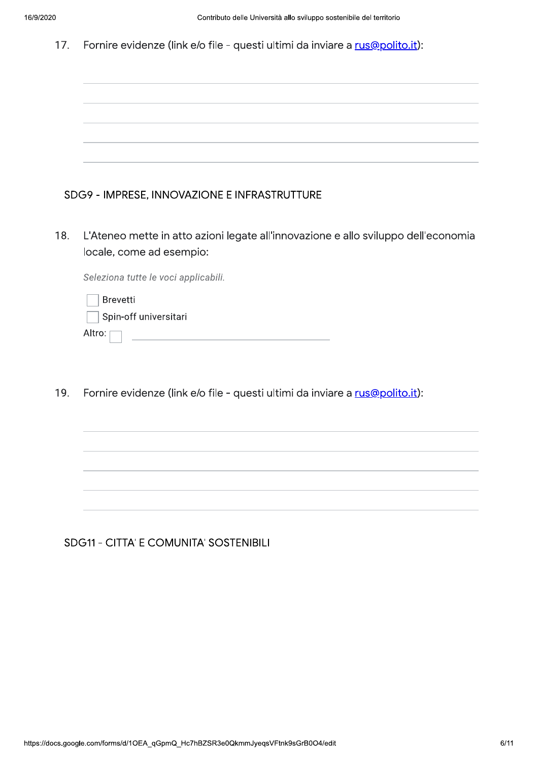17. Fornire evidenze (link e/o file - questi ultimi da inviare a rus@polito.it):

## SDG9 - IMPRESE, INNOVAZIONE E INFRASTRUTTURE

18. L'Ateneo mette in atto azioni legate all'innovazione e allo sviluppo dell'economia locale, come ad esempio:

*Seleziona tutte le voci applicabili.*

- [ ] Brevetti
- [ ] Spin-off universitari
- [ ] Altro: ______________________

19. Fornire evidenze (link e/o file - questi ultimi da inviare a rus@polito.it):

## SDG11 - CITTA' E COMUNITA' SOSTENIBILI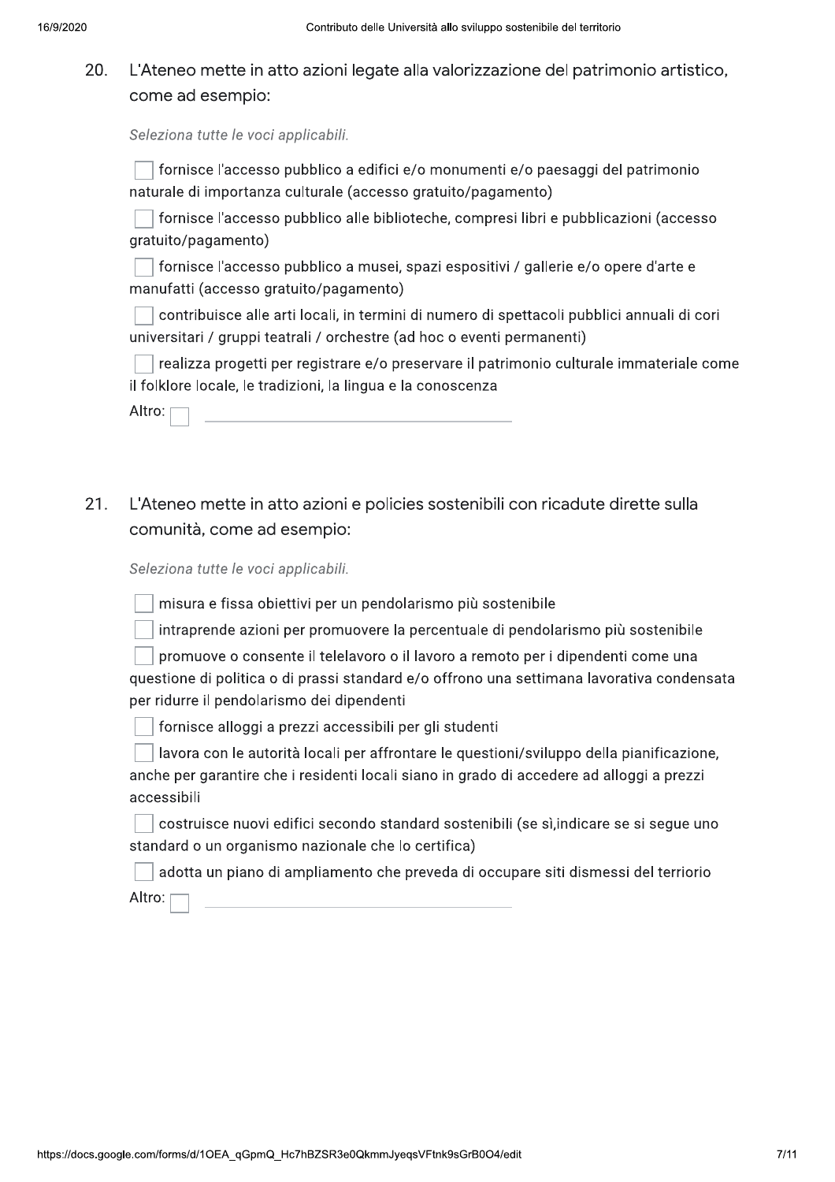20. L'Ateneo mette in atto azioni legate alla valorizzazione del patrimonio artistico, come ad esempio:

*Seleziona tutte le voci applicabili.*

- [ ] fornisce l'accesso pubblico a edifici e/o monumenti e/o paesaggi del patrimonio naturale di importanza culturale (accesso gratuito/pagamento)
- [ ] fornisce l'accesso pubblico alle biblioteche, compresi libri e pubblicazioni (accesso gratuito/pagamento)
- [ ] fornisce l'accesso pubblico a musei, spazi espositivi / gallerie e/o opere d'arte e manufatti (accesso gratuito/pagamento)
- [ ] contribuisce alle arti locali, in termini di numero di spettacoli pubblici annuali di cori universitari / gruppi teatrali / orchestre (ad hoc o eventi permanenti)
- [ ] realizza progetti per registrare e/o preservare il patrimonio culturale immateriale come il folklore locale, le tradizioni, la lingua e la conoscenza
- [ ] Altro: ____________________

21. L'Ateneo mette in atto azioni e policies sostenibili con ricadute dirette sulla comunità, come ad esempio:

*Seleziona tutte le voci applicabili.*

- [ ] misura e fissa obiettivi per un pendolarismo più sostenibile
- [ ] intraprende azioni per promuovere la percentuale di pendolarismo più sostenibile
- [ ] promuove o consente il telelavoro o il lavoro a remoto per i dipendenti come una questione di politica o di prassi standard e/o offrono una settimana lavorativa condensata per ridurre il pendolarismo dei dipendenti
- [ ] fornisce alloggi a prezzi accessibili per gli studenti
- [ ] lavora con le autorità locali per affrontare le questioni/sviluppo della pianificazione, anche per garantire che i residenti locali siano in grado di accedere ad alloggi a prezzi accessibili
- [ ] costruisce nuovi edifici secondo standard sostenibili (se sì,indicare se si segue uno standard o un organismo nazionale che lo certifica)
- [ ] adotta un piano di ampliamento che preveda di occupare siti dismessi del terriorio
- [ ] Altro: ____________________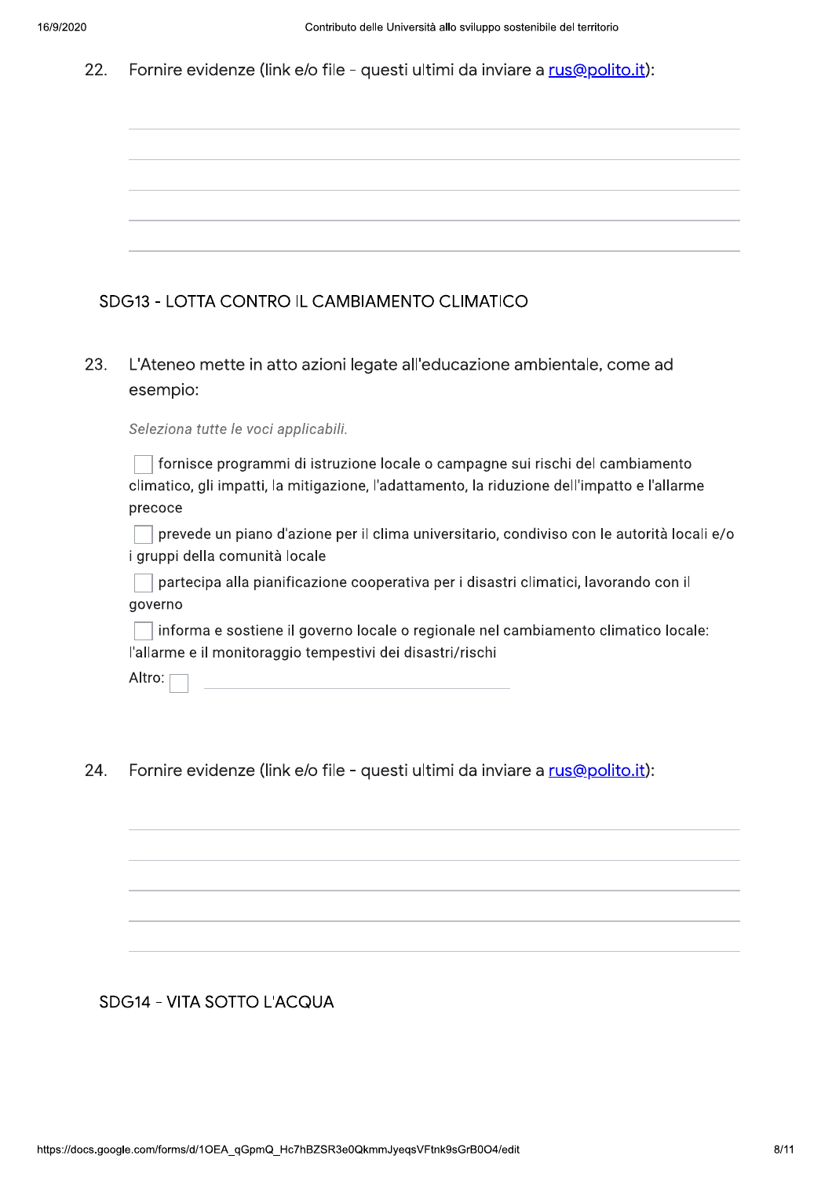22. Fornire evidenze (link e/o file - questi ultimi da inviare a [rus@polito.it](mailto:rus@polito.it)):

## SDG13 - LOTTA CONTRO IL CAMBIAMENTO CLIMATICO

23. L'Ateneo mette in atto azioni legate all'educazione ambientale, come ad esempio:

*Seleziona tutte le voci applicabili.*

- [ ] fornisce programmi di istruzione locale o campagne sui rischi del cambiamento climatico, gli impatti, la mitigazione, l'adattamento, la riduzione dell'impatto e l'allarme precoce
- [ ] prevede un piano d'azione per il clima universitario, condiviso con le autorità locali e/o i gruppi della comunità locale
- [ ] partecipa alla pianificazione cooperativa per i disastri climatici, lavorando con il governo
- [ ] informa e sostiene il governo locale o regionale nel cambiamento climatico locale: l'allarme e il monitoraggio tempestivi dei disastri/rischi
- [ ] Altro:

24. Fornire evidenze (link e/o file - questi ultimi da inviare a [rus@polito.it](mailto:rus@polito.it)):

## SDG14 - VITA SOTTO L'ACQUA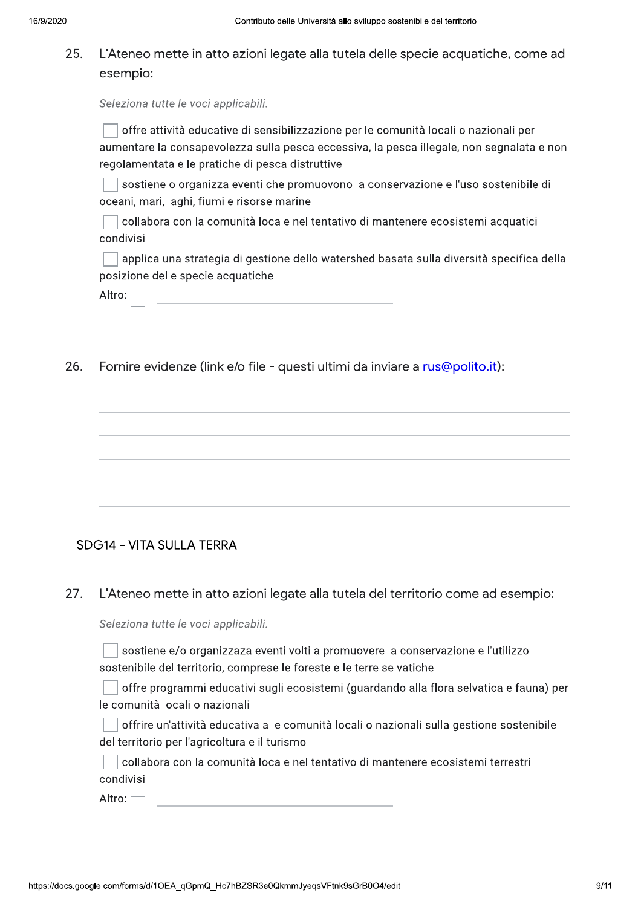25. L'Ateneo mette in atto azioni legate alla tutela delle specie acquatiche, come ad esempio:

*Seleziona tutte le voci applicabili.*

- [ ] offre attività educative di sensibilizzazione per le comunità locali o nazionali per aumentare la consapevolezza sulla pesca eccessiva, la pesca illegale, non segnalata e non regolamentata e le pratiche di pesca distruttive
- [ ] sostiene o organizza eventi che promuovono la conservazione e l'uso sostenibile di oceani, mari, laghi, fiumi e risorse marine
- [ ] collabora con la comunità locale nel tentativo di mantenere ecosistemi acquatici condivisi
- [ ] applica una strategia di gestione dello watershed basata sulla diversità specifica della posizione delle specie acquatiche
- [ ] Altro: ______________________

26. Fornire evidenze (link e/o file - questi ultimi da inviare a [rus@polito.it](mailto:rus@polito.it)):

______________________

______________________

______________________

______________________

______________________

## SDG14 - VITA SULLA TERRA

27. L'Ateneo mette in atto azioni legate alla tutela del territorio come ad esempio:

*Seleziona tutte le voci applicabili.*

- [ ] sostiene e/o organizzaza eventi volti a promuovere la conservazione e l'utilizzo sostenibile del territorio, comprese le foreste e le terre selvatiche
- [ ] offre programmi educativi sugli ecosistemi (guardando alla flora selvatica e fauna) per le comunità locali o nazionali
- [ ] offrire un'attività educativa alle comunità locali o nazionali sulla gestione sostenibile del territorio per l'agricoltura e il turismo
- [ ] collabora con la comunità locale nel tentativo di mantenere ecosistemi terrestri condivisi
- [ ] Altro: ______________________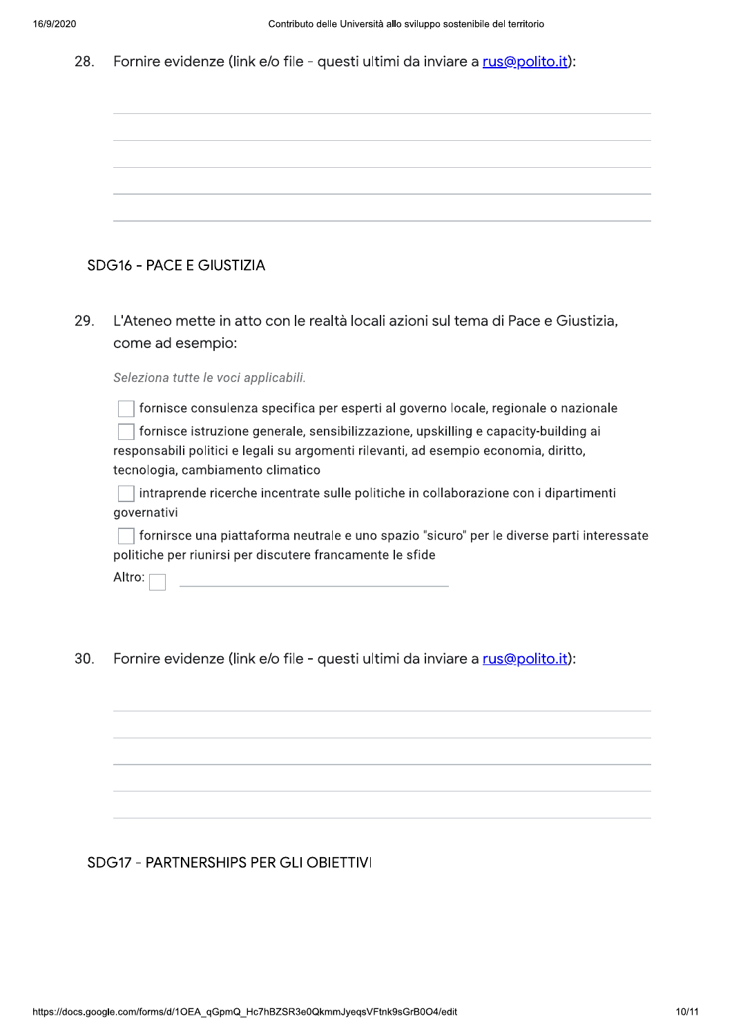28. Fornire evidenze (link e/o file - questi ultimi da inviare a [rus@polito.it](mailto:rus@polito.it)):

## SDG16 - PACE E GIUSTIZIA

29. L'Ateneo mette in atto con le realtà locali azioni sul tema di Pace e Giustizia, come ad esempio:

*Seleziona tutte le voci applicabili.*

- [ ] fornisce consulenza specifica per esperti al governo locale, regionale o nazionale
- [ ] fornisce istruzione generale, sensibilizzazione, upskilling e capacity-building ai responsabili politici e legali su argomenti rilevanti, ad esempio economia, diritto, tecnologia, cambiamento climatico
- [ ] intraprende ricerche incentrate sulle politiche in collaborazione con i dipartimenti governativi
- [ ] fornirsce una piattaforma neutrale e uno spazio "sicuro" per le diverse parti interessate politiche per riunirsi per discutere francamente le sfide

Altro: [ ] ______________________

30. Fornire evidenze (link e/o file - questi ultimi da inviare a [rus@polito.it](mailto:rus@polito.it)):

## SDG17 - PARTNERSHIPS PER GLI OBIETTIVI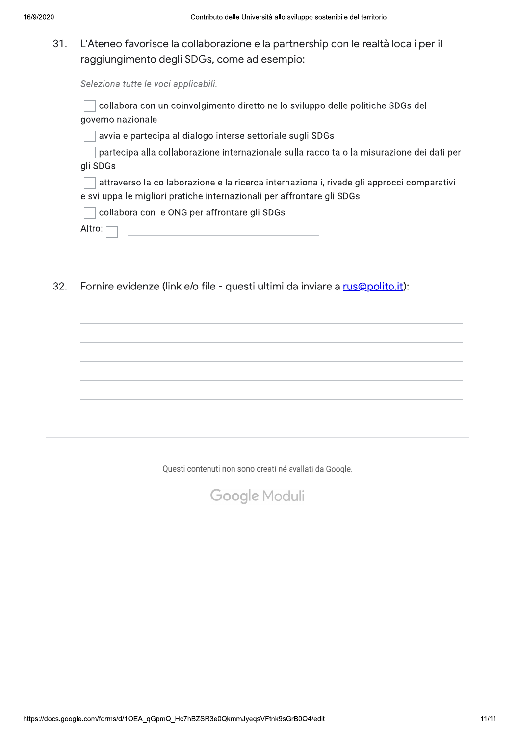31. L'Ateneo favorisce la collaborazione e la partnership con le realtà locali per il raggiungimento degli SDGs, come ad esempio:

*Seleziona tutte le voci applicabili.*

- [ ] collabora con un coinvolgimento diretto nello sviluppo delle politiche SDGs del governo nazionale
- [ ] avvia e partecipa al dialogo interse settoriale sugli SDGs
- [ ] partecipa alla collaborazione internazionale sulla raccolta o la misurazione dei dati per gli SDGs
- [ ] attraverso la collaborazione e la ricerca internazionali, rivede gli approcci comparativi e sviluppa le migliori pratiche internazionali per affrontare gli SDGs
- [ ] collabora con le ONG per affrontare gli SDGs

Altro: [ ] ______________________

32. Fornire evidenze (link e/o file - questi ultimi da inviare a rus@polito.it):

______________________

______________________

______________________

______________________

______________________

Questi contenuti non sono creati né avallati da Google.

Google Moduli